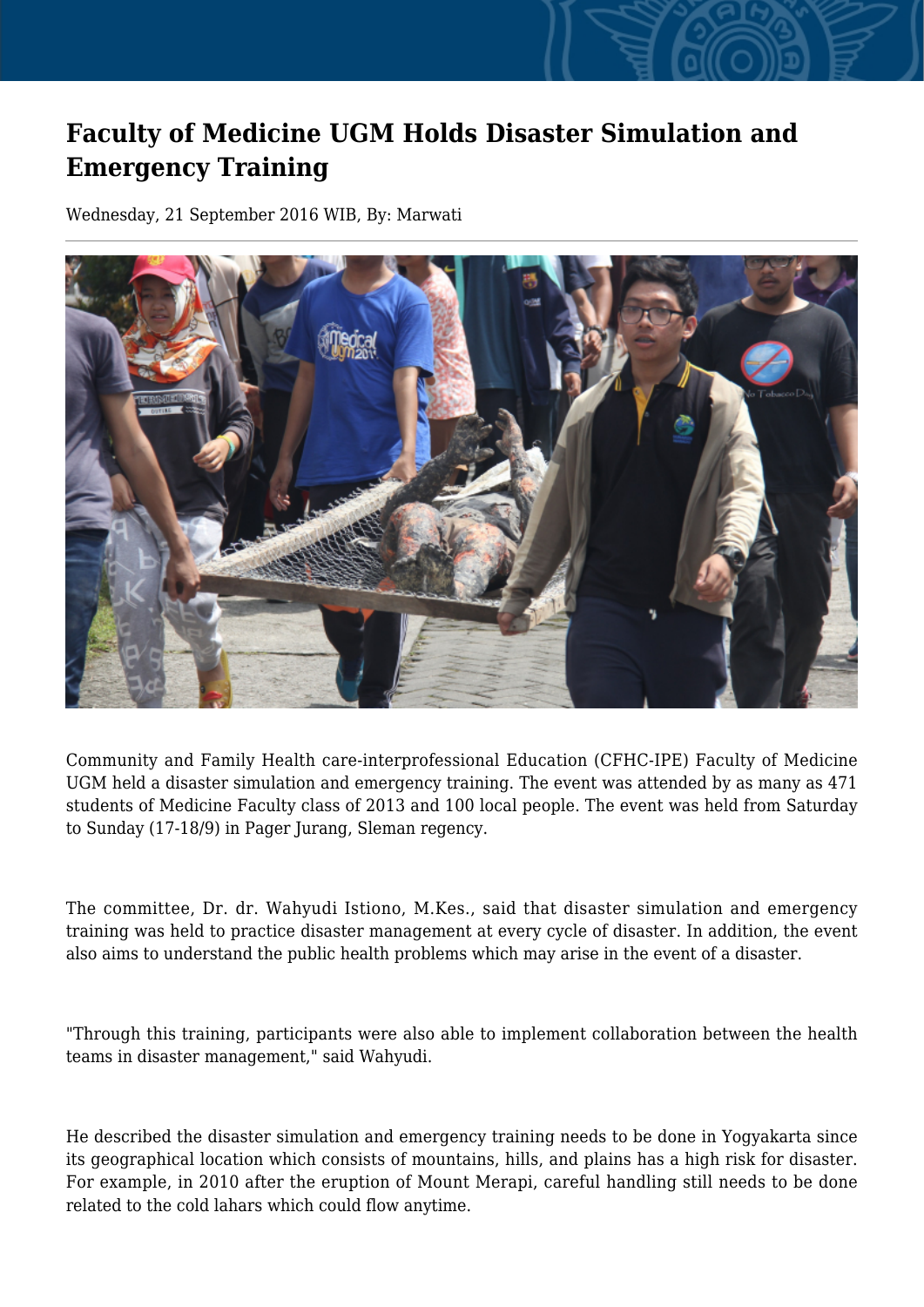# Faculty of Medicine UGM Holds Disaster Simulation and Emergency Training

Wednesday, 21 September 2016 WIB, By: Marwati

Community and Family Health care-interprofessional Education (CFHC-IPE) Faculty of Medicine UGM held a disaster simulation and emergency training. The event was attended by as many as 471 students of Medicine Faculty class of 2013 and 100 local people. The event was held from Saturday to Sunday (17-18/9) in Pager Jurang, Sleman regency.

The committee, Dr. dr. Wahyudi Istiono, M.Kes., said that disaster simulation and emergency training was held to practice disaster management at every cycle of disaster. In addition, the event also aims to understand the public health problems which may arise in the event of a disaster.

"Through this training, participants were also able to implement collaboration between the health teams in disaster management," said Wahyudi.

He described the disaster simulation and emergency training needs to be done in Yogyakarta since its geographical location which consists of mountains, hills, and plains has a high risk for disaster. For example, in 2010 after the eruption of Mount Merapi, careful handling still needs to be done related to the cold lahars which could flow anytime.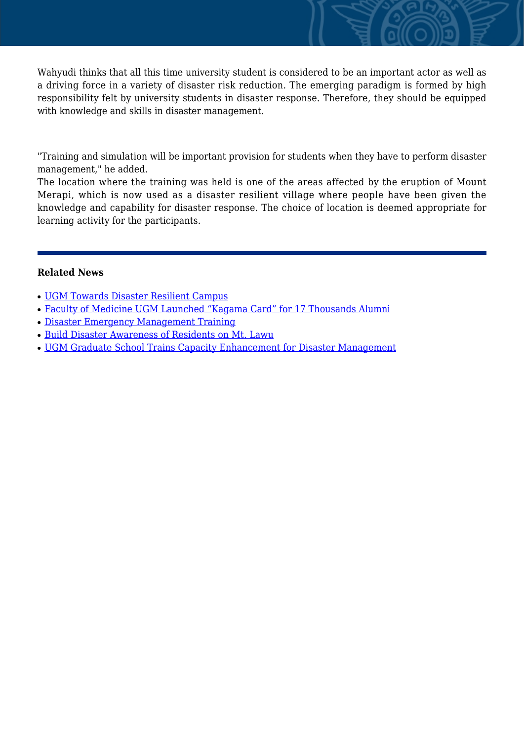Wahyudi thinks that all this time university student is considered to be an important actor as well as a driving force in a variety of disaster risk reduction. The emerging paradigm is formed by high responsibility felt by university students in disaster response. Therefore, they should be equipped with knowledge and skills in disaster management.

"Training and simulation will be important provision for students when they have to perform disaster management," he added.
The location where the training was held is one of the areas affected by the eruption of Mount Merapi, which is now used as a disaster resilient village where people have been given the knowledge and capability for disaster response. The choice of location is deemed appropriate for learning activity for the participants.

---

**Related News**

- UGM Towards Disaster Resilient Campus
- Faculty of Medicine UGM Launched “Kagama Card” for 17 Thousands Alumni
- Disaster Emergency Management Training
- Build Disaster Awareness of Residents on Mt. Lawu
- UGM Graduate School Trains Capacity Enhancement for Disaster Management